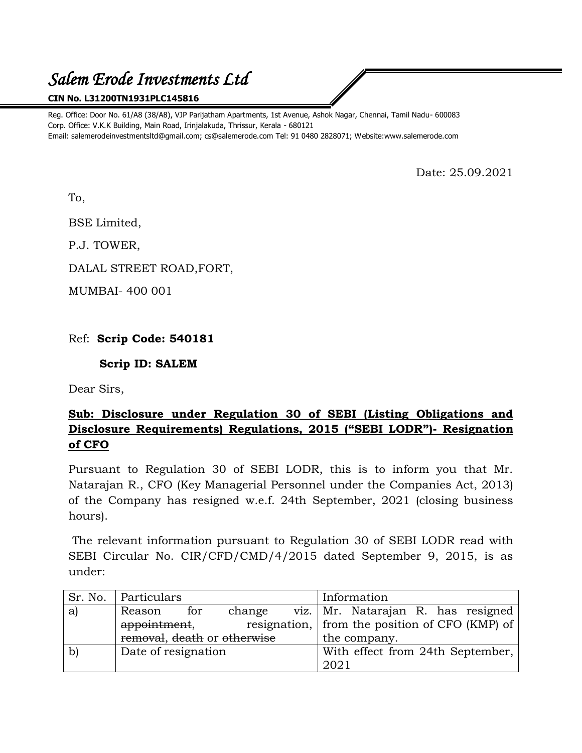# *Salem Erode Investments Ltd*

**CIN No. L31200TN1931PLC145816**

Reg. Office: Door No. 61/A8 (38/A8), VJP Parijatham Apartments, 1st Avenue, Ashok Nagar, Chennai, Tamil Nadu- 600083
Corp. Office: V.K.K Building, Main Road, Irinjalakuda, Thrissur, Kerala - 680121
Email: salemerodeinvestmentsltd@gmail.com; cs@salemerode.com Tel: 91 0480 2828071; Website:www.salemerode.com

Date: 25.09.2021

To,

BSE Limited,

P.J. TOWER,

DALAL STREET ROAD,FORT,

MUMBAI- 400 001

Ref: **Scrip Code: 540181**

**Scrip ID: SALEM**

Dear Sirs,

**<u>Sub: Disclosure under Regulation 30 of SEBI (Listing Obligations and Disclosure Requirements) Regulations, 2015 ("SEBI LODR")- Resignation of CFO</u>**

Pursuant to Regulation 30 of SEBI LODR, this is to inform you that Mr. Natarajan R., CFO (Key Managerial Personnel under the Companies Act, 2013) of the Company has resigned w.e.f. 24th September, 2021 (closing business hours).

The relevant information pursuant to Regulation 30 of SEBI LODR read with SEBI Circular No. CIR/CFD/CMD/4/2015 dated September 9, 2015, is as under:

| Sr. No. | Particulars | Information |
|---|---|---|
| a) | Reason for change viz. ~~appointment~~, resignation, ~~removal~~, ~~death~~ or ~~otherwise~~ | Mr. Natarajan R. has resigned from the position of CFO (KMP) of the company. |
| b) | Date of resignation | With effect from 24th September, 2021 |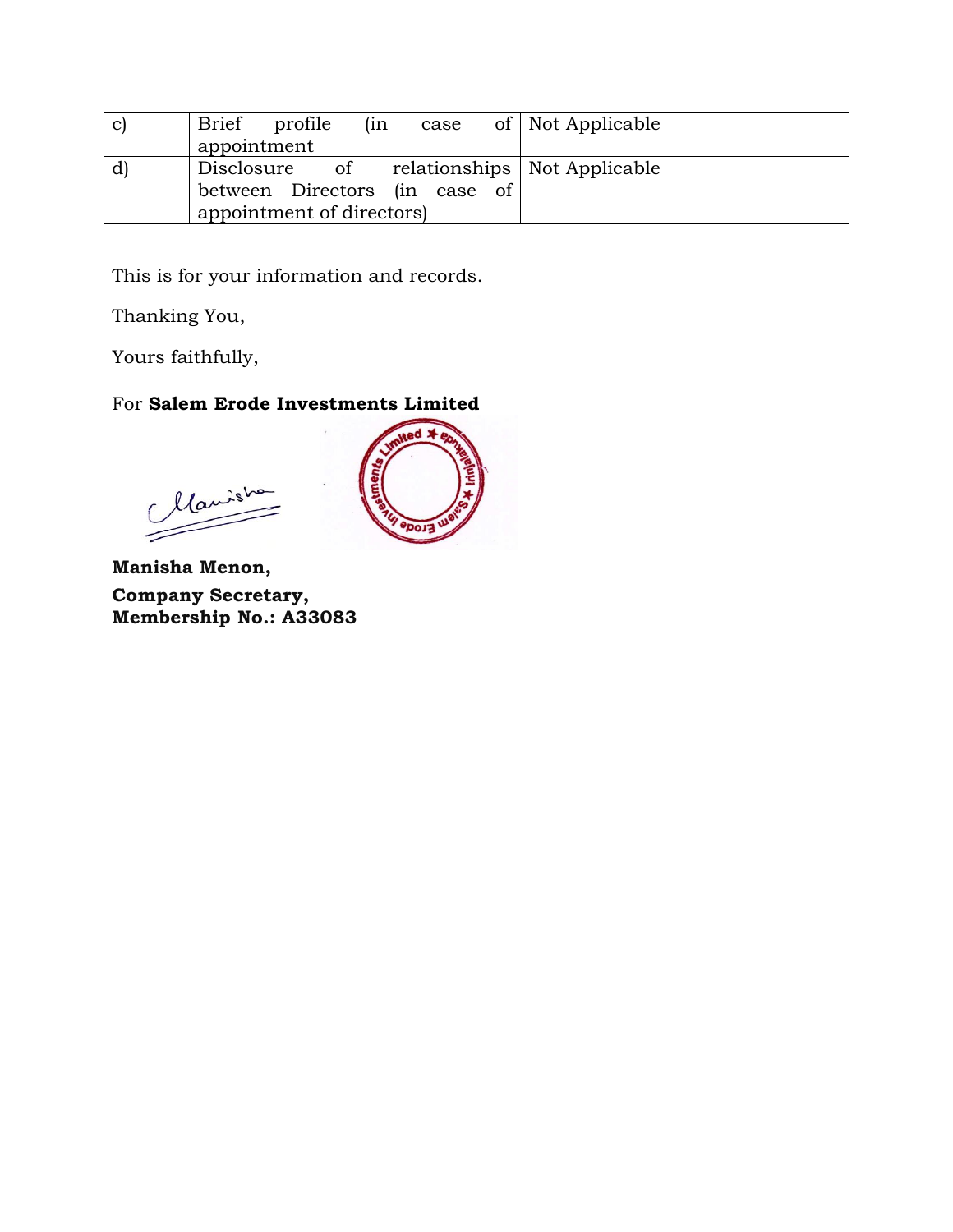| | | |
|---|---|---|
| c) | Brief profile (in case of appointment | Not Applicable |
| d) | Disclosure of relationships between Directors (in case of appointment of directors) | Not Applicable |

This is for your information and records.

Thanking You,

Yours faithfully,

For **Salem Erode Investments Limited**

**Manisha Menon,**
**Company Secretary,**
**Membership No.: A33083**